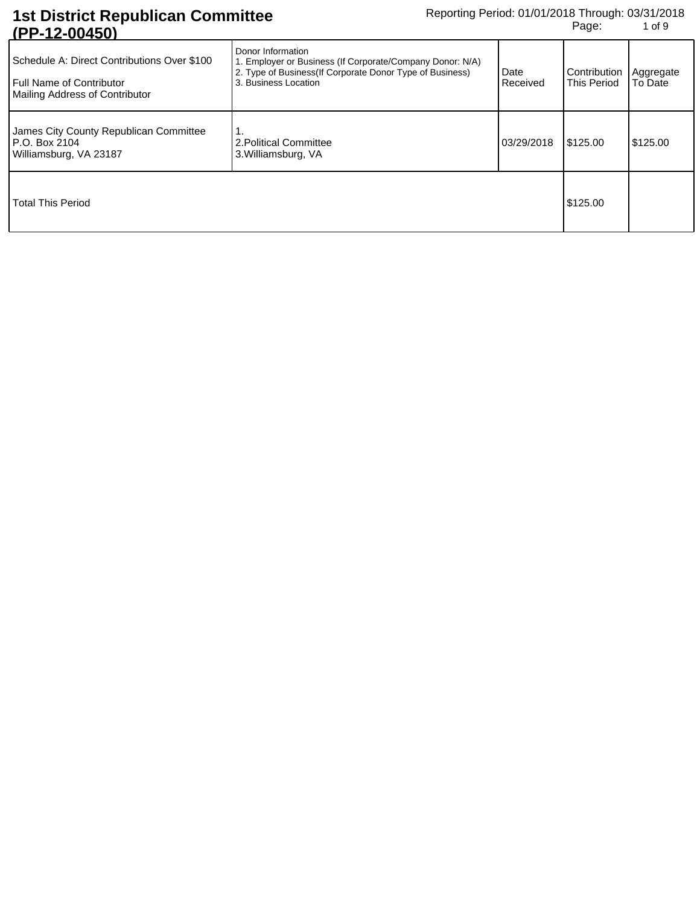# 1st District Republican Committee (PP-12-00450)

Reporting Period: 01/01/2018 Through: 03/31/2018

| Schedule A: Direct Contributions Over $100<br>Full Name of Contributor<br>Mailing Address of Contributor | Donor Information<br>1. Employer or Business (If Corporate/Company Donor: N/A)<br>2. Type of Business(If Corporate Donor Type of Business)<br>3. Business Location | Date Received | Contribution This Period | Aggregate To Date |
|---|---|---|---|---|
| James City County Republican Committee<br>P.O. Box 2104<br>Williamsburg, VA 23187 | 1.<br>2.Political Committee<br>3.Williamsburg, VA | 03/29/2018 | $125.00 | $125.00 |
| Total This Period | | | $125.00 | |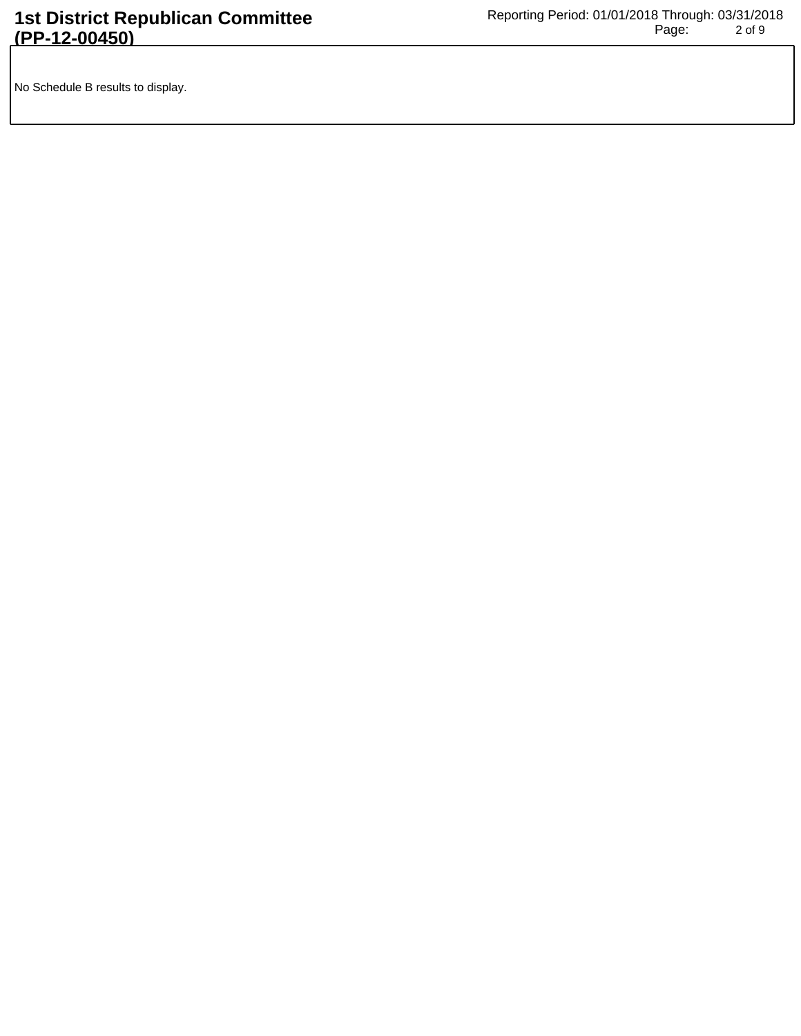No Schedule B results to display.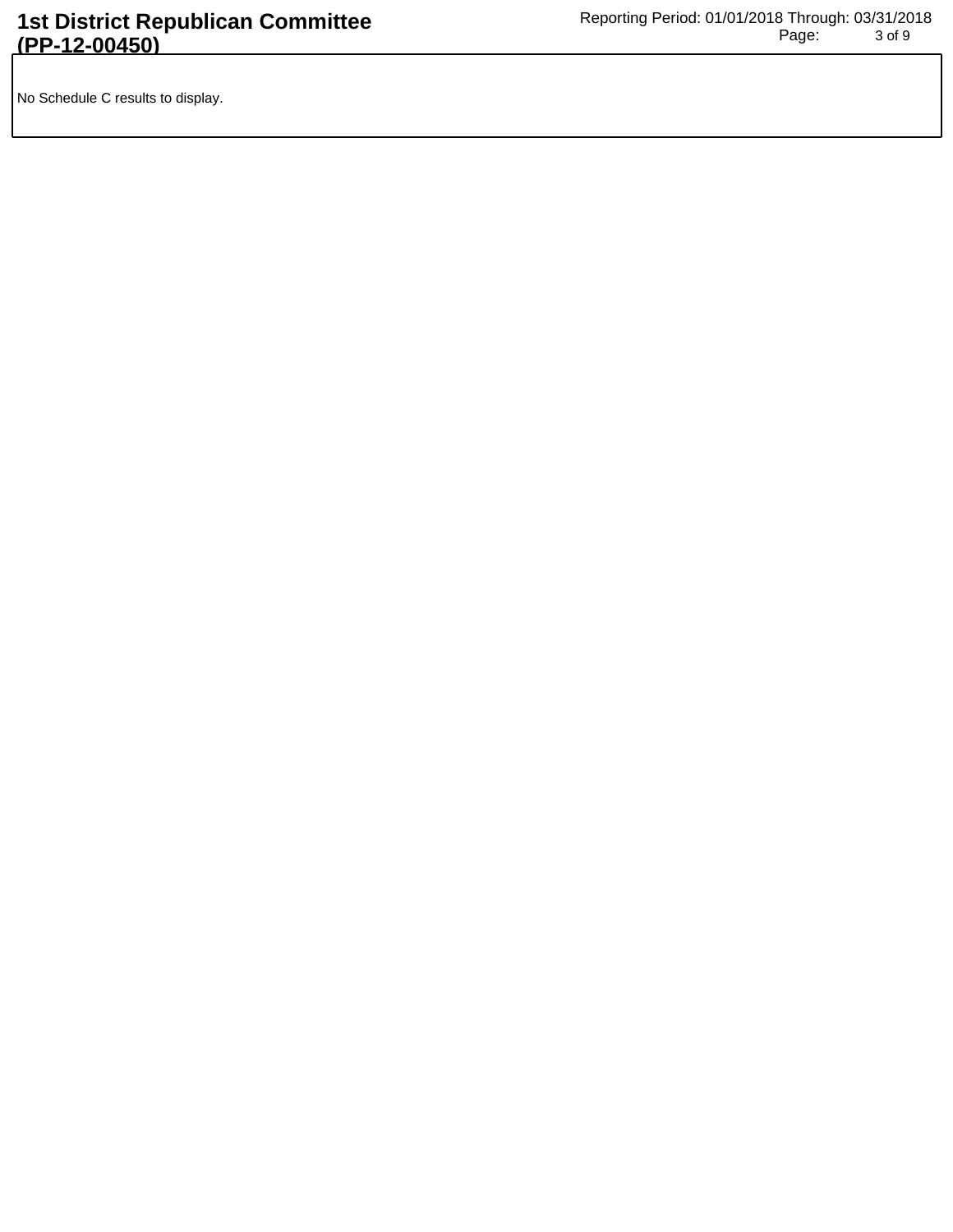No Schedule C results to display.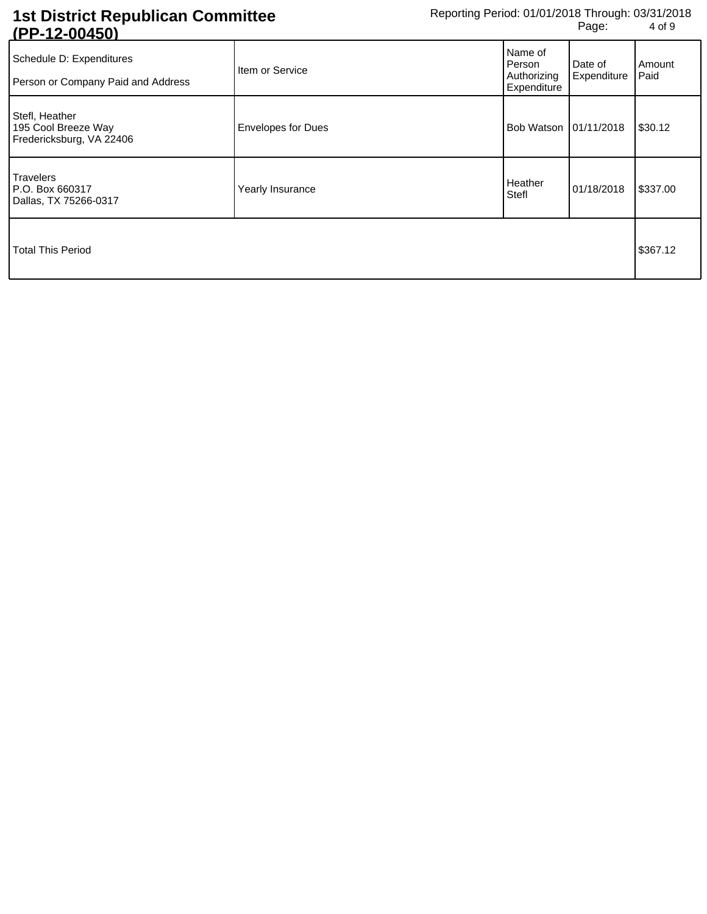# 1st District Republican Committee (PP-12-00450)

Reporting Period: 01/01/2018 Through: 03/31/2018

| Schedule D: Expenditures<br>Person or Company Paid and Address | Item or Service | Name of Person Authorizing Expenditure | Date of Expenditure | Amount Paid |
|---|---|---|---|---|
| Stefl, Heather<br>195 Cool Breeze Way<br>Fredericksburg, VA 22406 | Envelopes for Dues | Bob Watson | 01/11/2018 | $30.12 |
| Travelers<br>P.O. Box 660317<br>Dallas, TX 75266-0317 | Yearly Insurance | Heather Stefl | 01/18/2018 | $337.00 |
| Total This Period | | | | $367.12 |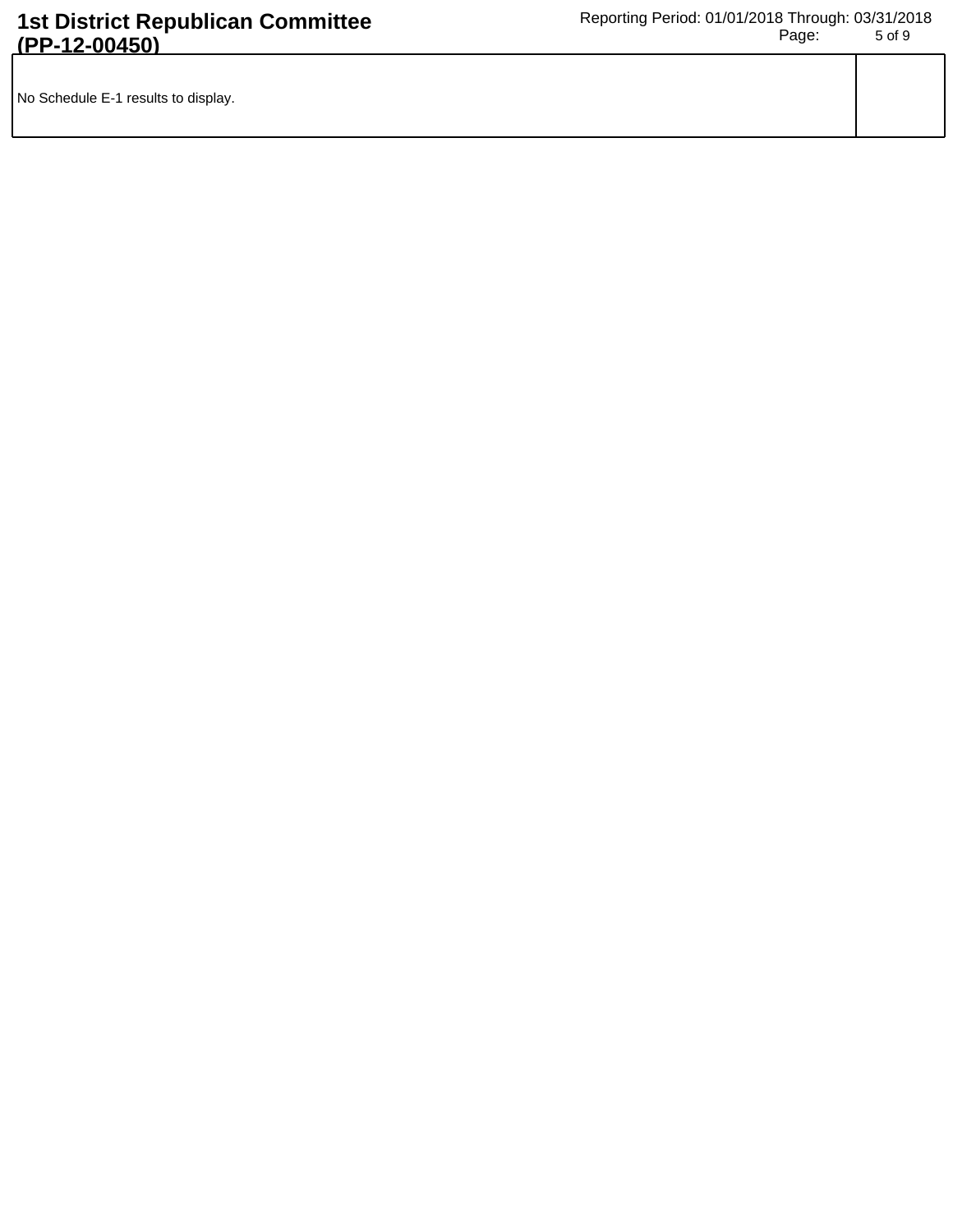| No Schedule E-1 results to display. | |
| --- | --- |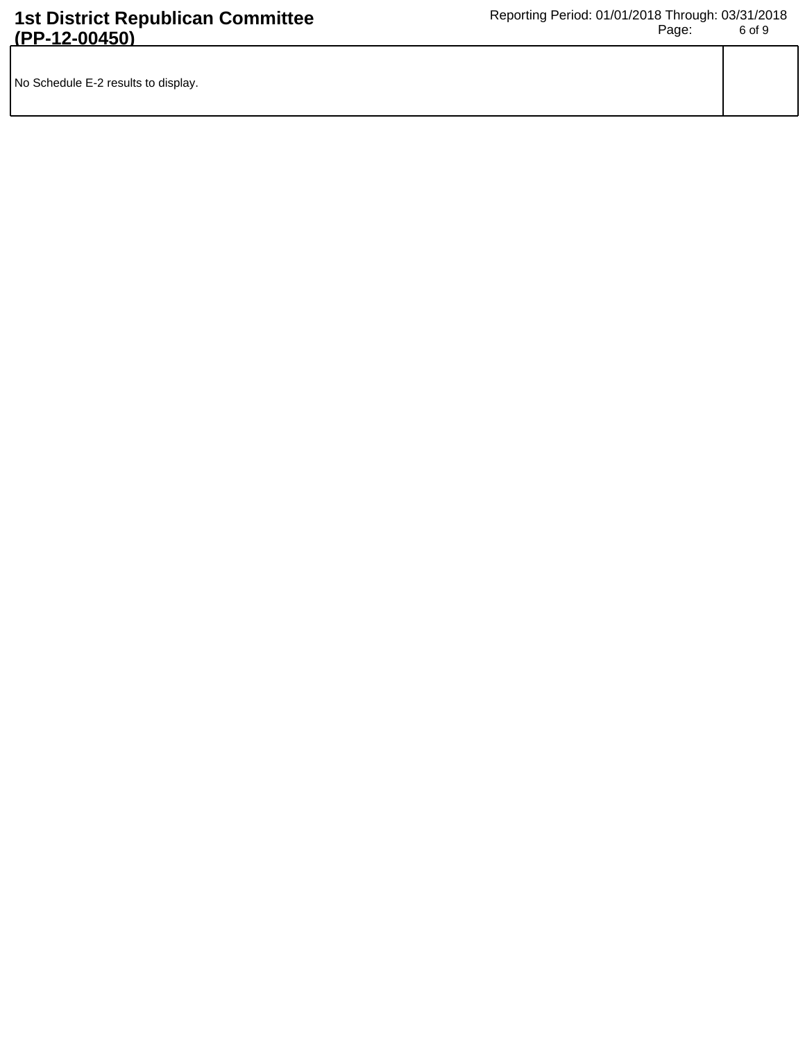| No Schedule E-2 results to display. | |
| --- | --- |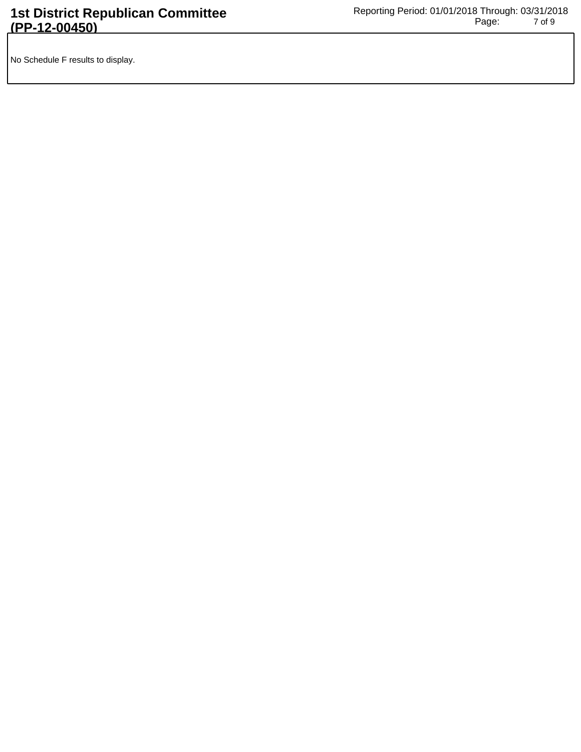No Schedule F results to display.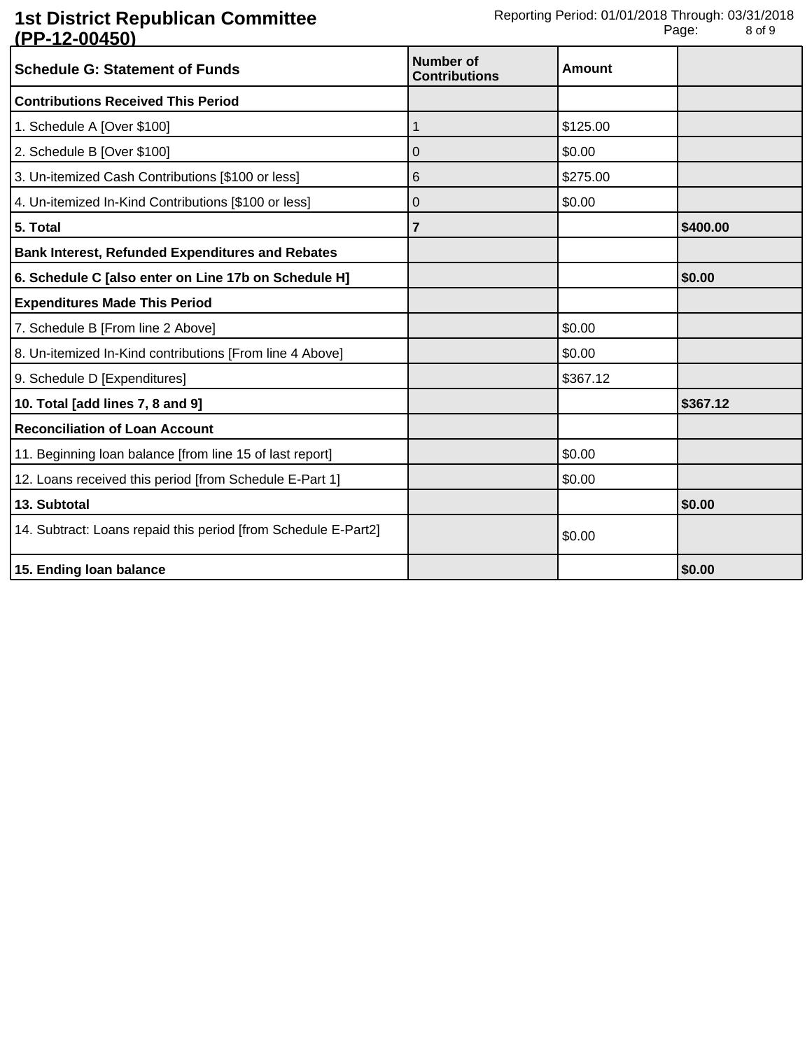# 1st District Republican Committee (PP-12-00450)

Reporting Period: 01/01/2018 Through: 03/31/2018

| Schedule G: Statement of Funds | Number of Contributions | Amount | |
|---|---|---|---|
| **Contributions Received This Period** | | | |
| 1. Schedule A [Over $100] | 1 | $125.00 | |
| 2. Schedule B [Over $100] | 0 | $0.00 | |
| 3. Un-itemized Cash Contributions [$100 or less] | 6 | $275.00 | |
| 4. Un-itemized In-Kind Contributions [$100 or less] | 0 | $0.00 | |
| **5. Total** | **7** | | **$400.00** |
| **Bank Interest, Refunded Expenditures and Rebates** | | | |
| **6. Schedule C [also enter on Line 17b on Schedule H]** | | | **$0.00** |
| **Expenditures Made This Period** | | | |
| 7. Schedule B [From line 2 Above] | | $0.00 | |
| 8. Un-itemized In-Kind contributions [From line 4 Above] | | $0.00 | |
| 9. Schedule D [Expenditures] | | $367.12 | |
| **10. Total [add lines 7, 8 and 9]** | | | **$367.12** |
| **Reconciliation of Loan Account** | | | |
| 11. Beginning loan balance [from line 15 of last report] | | $0.00 | |
| 12. Loans received this period [from Schedule E-Part 1] | | $0.00 | |
| **13. Subtotal** | | | **$0.00** |
| 14. Subtract: Loans repaid this period [from Schedule E-Part2] | | $0.00 | |
| **15. Ending loan balance** | | | **$0.00** |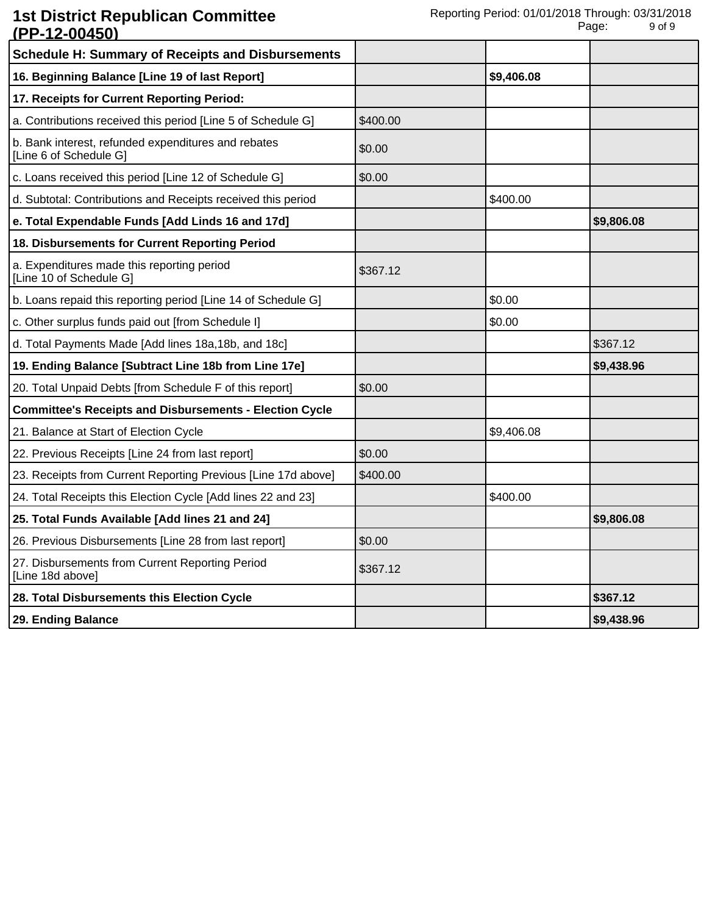**1st District Republican Committee (PP-12-00450)**

Reporting Period: 01/01/2018 Through: 03/31/2018

| **Schedule H: Summary of Receipts and Disbursements** | | | |
|---|---|---|---|
| **16. Beginning Balance [Line 19 of last Report]** | | **$9,406.08** | |
| **17. Receipts for Current Reporting Period:** | | | |
| a. Contributions received this period [Line 5 of Schedule G] | $400.00 | | |
| b. Bank interest, refunded expenditures and rebates [Line 6 of Schedule G] | $0.00 | | |
| c. Loans received this period [Line 12 of Schedule G] | $0.00 | | |
| d. Subtotal: Contributions and Receipts received this period | | $400.00 | |
| **e. Total Expendable Funds [Add Linds 16 and 17d]** | | | **$9,806.08** |
| **18. Disbursements for Current Reporting Period** | | | |
| a. Expenditures made this reporting period [Line 10 of Schedule G] | $367.12 | | |
| b. Loans repaid this reporting period [Line 14 of Schedule G] | | $0.00 | |
| c. Other surplus funds paid out [from Schedule I] | | $0.00 | |
| d. Total Payments Made [Add lines 18a,18b, and 18c] | | | $367.12 |
| **19. Ending Balance [Subtract Line 18b from Line 17e]** | | | **$9,438.96** |
| 20. Total Unpaid Debts [from Schedule F of this report] | $0.00 | | |
| **Committee's Receipts and Disbursements - Election Cycle** | | | |
| 21. Balance at Start of Election Cycle | | $9,406.08 | |
| 22. Previous Receipts [Line 24 from last report] | $0.00 | | |
| 23. Receipts from Current Reporting Previous [Line 17d above] | $400.00 | | |
| 24. Total Receipts this Election Cycle [Add lines 22 and 23] | | $400.00 | |
| **25. Total Funds Available [Add lines 21 and 24]** | | | **$9,806.08** |
| 26. Previous Disbursements [Line 28 from last report] | $0.00 | | |
| 27. Disbursements from Current Reporting Period [Line 18d above] | $367.12 | | |
| **28. Total Disbursements this Election Cycle** | | | **$367.12** |
| **29. Ending Balance** | | | **$9,438.96** |